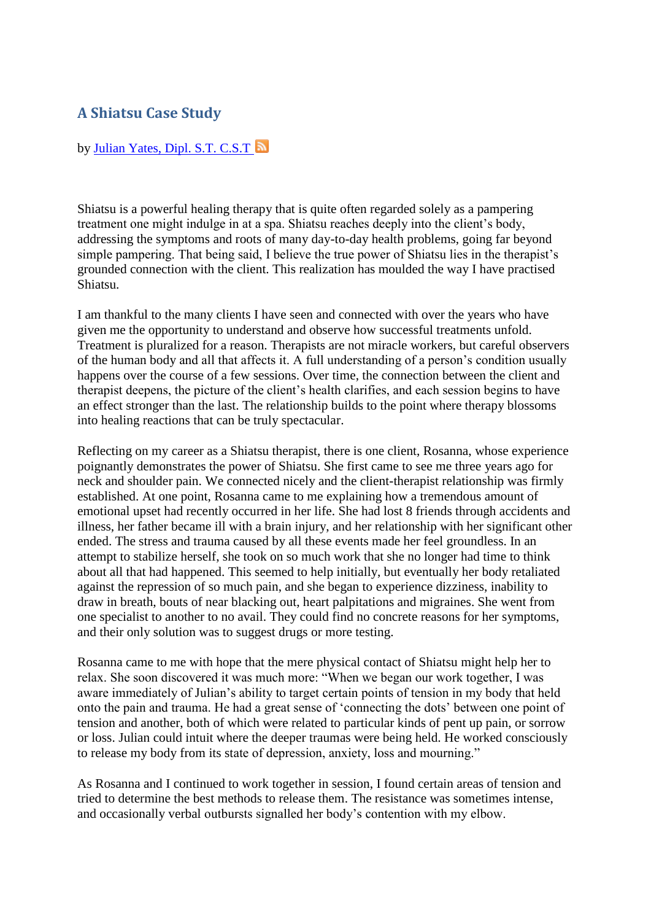## A Shiatsu Case Study

by Julian Yates, Dipl. S.T. C.S.T

Shiatsu is a powerful healing therapy that is quite often regarded solely as a pampering treatment one might indulge in at a spa. Shiatsu reaches deeply into the client's body, addressing the symptoms and roots of many day-to-day health problems, going far beyond simple pampering. That being said, I believe the true power of Shiatsu lies in the therapist's grounded connection with the client. This realization has moulded the way I have practised Shiatsu.

I am thankful to the many clients I have seen and connected with over the years who have given me the opportunity to understand and observe how successful treatments unfold. Treatment is pluralized for a reason. Therapists are not miracle workers, but careful observers of the human body and all that affects it. A full understanding of a person's condition usually happens over the course of a few sessions. Over time, the connection between the client and therapist deepens, the picture of the client's health clarifies, and each session begins to have an effect stronger than the last. The relationship builds to the point where therapy blossoms into healing reactions that can be truly spectacular.

Reflecting on my career as a Shiatsu therapist, there is one client, Rosanna, whose experience poignantly demonstrates the power of Shiatsu. She first came to see me three years ago for neck and shoulder pain. We connected nicely and the client-therapist relationship was firmly established. At one point, Rosanna came to me explaining how a tremendous amount of emotional upset had recently occurred in her life. She had lost 8 friends through accidents and illness, her father became ill with a brain injury, and her relationship with her significant other ended. The stress and trauma caused by all these events made her feel groundless. In an attempt to stabilize herself, she took on so much work that she no longer had time to think about all that had happened. This seemed to help initially, but eventually her body retaliated against the repression of so much pain, and she began to experience dizziness, inability to draw in breath, bouts of near blacking out, heart palpitations and migraines. She went from one specialist to another to no avail. They could find no concrete reasons for her symptoms, and their only solution was to suggest drugs or more testing.

Rosanna came to me with hope that the mere physical contact of Shiatsu might help her to relax. She soon discovered it was much more: "When we began our work together, I was aware immediately of Julian's ability to target certain points of tension in my body that held onto the pain and trauma. He had a great sense of 'connecting the dots' between one point of tension and another, both of which were related to particular kinds of pent up pain, or sorrow or loss. Julian could intuit where the deeper traumas were being held. He worked consciously to release my body from its state of depression, anxiety, loss and mourning."

As Rosanna and I continued to work together in session, I found certain areas of tension and tried to determine the best methods to release them. The resistance was sometimes intense, and occasionally verbal outbursts signalled her body's contention with my elbow.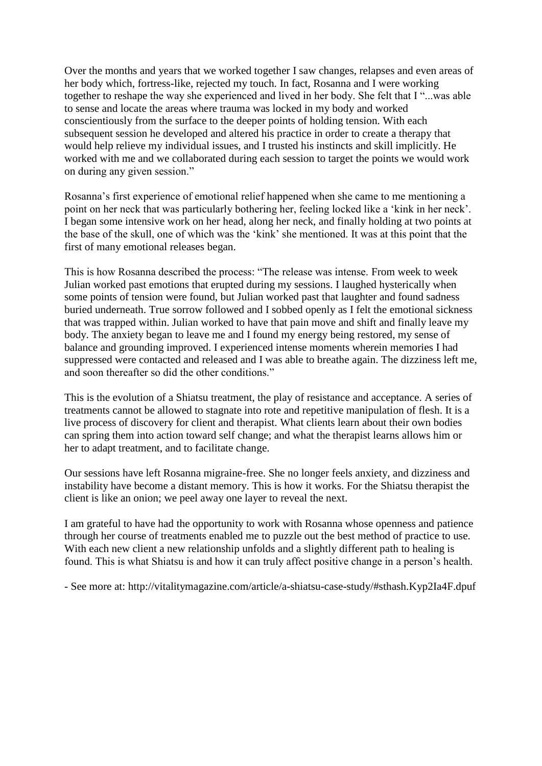Over the months and years that we worked together I saw changes, relapses and even areas of her body which, fortress-like, rejected my touch. In fact, Rosanna and I were working together to reshape the way she experienced and lived in her body. She felt that I "...was able to sense and locate the areas where trauma was locked in my body and worked conscientiously from the surface to the deeper points of holding tension. With each subsequent session he developed and altered his practice in order to create a therapy that would help relieve my individual issues, and I trusted his instincts and skill implicitly. He worked with me and we collaborated during each session to target the points we would work on during any given session."

Rosanna's first experience of emotional relief happened when she came to me mentioning a point on her neck that was particularly bothering her, feeling locked like a 'kink in her neck'. I began some intensive work on her head, along her neck, and finally holding at two points at the base of the skull, one of which was the 'kink' she mentioned. It was at this point that the first of many emotional releases began.

This is how Rosanna described the process: "The release was intense. From week to week Julian worked past emotions that erupted during my sessions. I laughed hysterically when some points of tension were found, but Julian worked past that laughter and found sadness buried underneath. True sorrow followed and I sobbed openly as I felt the emotional sickness that was trapped within. Julian worked to have that pain move and shift and finally leave my body. The anxiety began to leave me and I found my energy being restored, my sense of balance and grounding improved. I experienced intense moments wherein memories I had suppressed were contacted and released and I was able to breathe again. The dizziness left me, and soon thereafter so did the other conditions."

This is the evolution of a Shiatsu treatment, the play of resistance and acceptance. A series of treatments cannot be allowed to stagnate into rote and repetitive manipulation of flesh. It is a live process of discovery for client and therapist. What clients learn about their own bodies can spring them into action toward self change; and what the therapist learns allows him or her to adapt treatment, and to facilitate change.

Our sessions have left Rosanna migraine-free. She no longer feels anxiety, and dizziness and instability have become a distant memory. This is how it works. For the Shiatsu therapist the client is like an onion; we peel away one layer to reveal the next.

I am grateful to have had the opportunity to work with Rosanna whose openness and patience through her course of treatments enabled me to puzzle out the best method of practice to use. With each new client a new relationship unfolds and a slightly different path to healing is found. This is what Shiatsu is and how it can truly affect positive change in a person's health.

- See more at: http://vitalitymagazine.com/article/a-shiatsu-case-study/#sthash.Kyp2Ia4F.dpuf